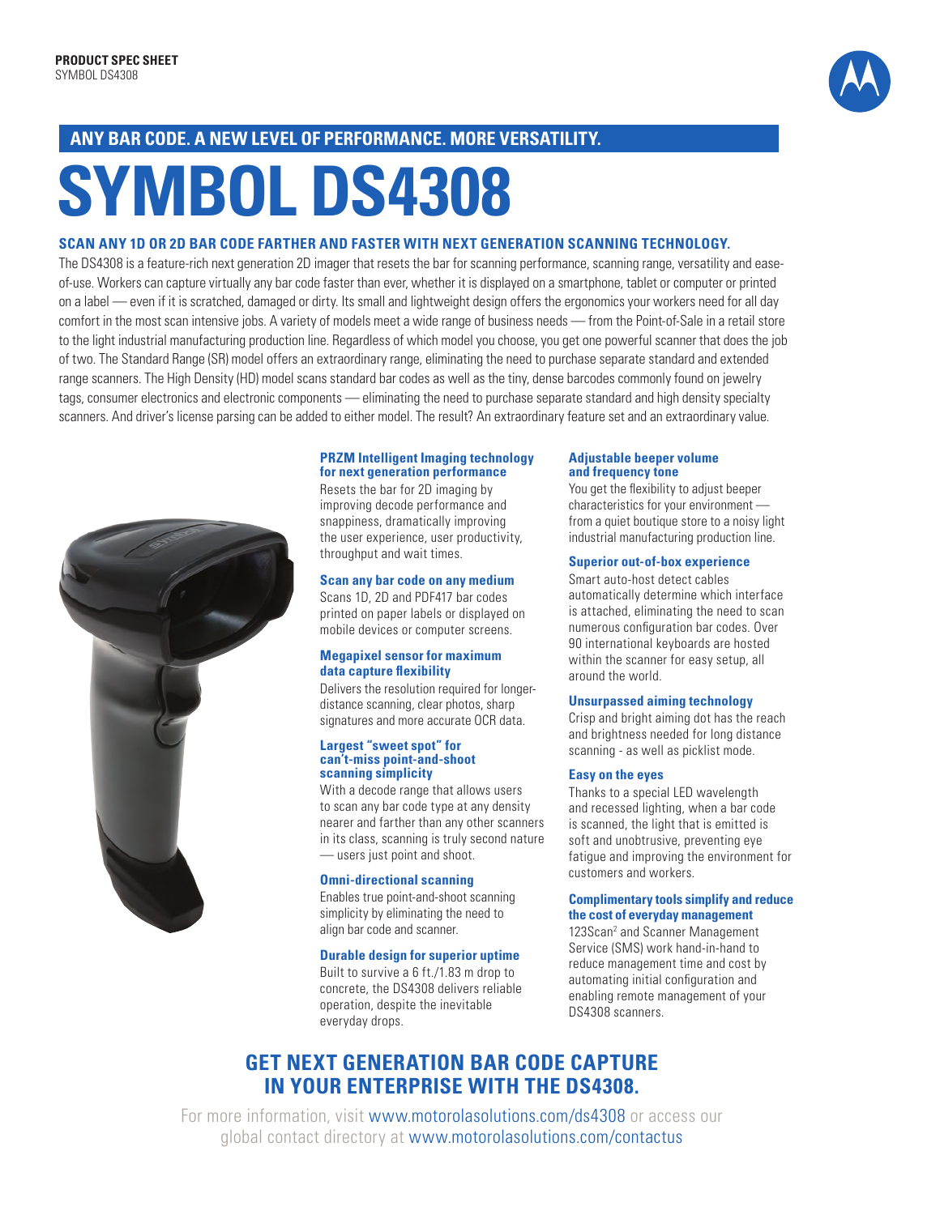**PRODUCT SPEC SHEET**
SYMBOL DS4308

## ANY BAR CODE. A NEW LEVEL OF PERFORMANCE. MORE VERSATILITY.

# SYMBOL DS4308

### SCAN ANY 1D OR 2D BAR CODE FARTHER AND FASTER WITH NEXT GENERATION SCANNING TECHNOLOGY.

The DS4308 is a feature-rich next generation 2D imager that resets the bar for scanning performance, scanning range, versatility and ease-of-use. Workers can capture virtually any bar code faster than ever, whether it is displayed on a smartphone, tablet or computer or printed on a label — even if it is scratched, damaged or dirty. Its small and lightweight design offers the ergonomics your workers need for all day comfort in the most scan intensive jobs. A variety of models meet a wide range of business needs — from the Point-of-Sale in a retail store to the light industrial manufacturing production line. Regardless of which model you choose, you get one powerful scanner that does the job of two. The Standard Range (SR) model offers an extraordinary range, eliminating the need to purchase separate standard and extended range scanners. The High Density (HD) model scans standard bar codes as well as the tiny, dense barcodes commonly found on jewelry tags, consumer electronics and electronic components — eliminating the need to purchase separate standard and high density specialty scanners. And driver's license parsing can be added to either model. The result? An extraordinary feature set and an extraordinary value.

**PRZM Intelligent Imaging technology for next generation performance**
Resets the bar for 2D imaging by improving decode performance and snappiness, dramatically improving the user experience, user productivity, throughput and wait times.

**Scan any bar code on any medium**
Scans 1D, 2D and PDF417 bar codes printed on paper labels or displayed on mobile devices or computer screens.

**Megapixel sensor for maximum data capture flexibility**
Delivers the resolution required for longer-distance scanning, clear photos, sharp signatures and more accurate OCR data.

**Largest "sweet spot" for can't-miss point-and-shoot scanning simplicity**
With a decode range that allows users to scan any bar code type at any density nearer and farther than any other scanners in its class, scanning is truly second nature — users just point and shoot.

**Omni-directional scanning**
Enables true point-and-shoot scanning simplicity by eliminating the need to align bar code and scanner.

**Durable design for superior uptime**
Built to survive a 6 ft./1.83 m drop to concrete, the DS4308 delivers reliable operation, despite the inevitable everyday drops.

**Adjustable beeper volume and frequency tone**
You get the flexibility to adjust beeper characteristics for your environment — from a quiet boutique store to a noisy light industrial manufacturing production line.

**Superior out-of-box experience**
Smart auto-host detect cables automatically determine which interface is attached, eliminating the need to scan numerous configuration bar codes. Over 90 international keyboards are hosted within the scanner for easy setup, all around the world.

**Unsurpassed aiming technology**
Crisp and bright aiming dot has the reach and brightness needed for long distance scanning - as well as picklist mode.

**Easy on the eyes**
Thanks to a special LED wavelength and recessed lighting, when a bar code is scanned, the light that is emitted is soft and unobtrusive, preventing eye fatigue and improving the environment for customers and workers.

**Complimentary tools simplify and reduce the cost of everyday management**
123Scan[2] and Scanner Management Service (SMS) work hand-in-hand to reduce management time and cost by automating initial configuration and enabling remote management of your DS4308 scanners.

## GET NEXT GENERATION BAR CODE CAPTURE IN YOUR ENTERPRISE WITH THE DS4308.

For more information, visit www.motorolasolutions.com/ds4308 or access our global contact directory at www.motorolasolutions.com/contactus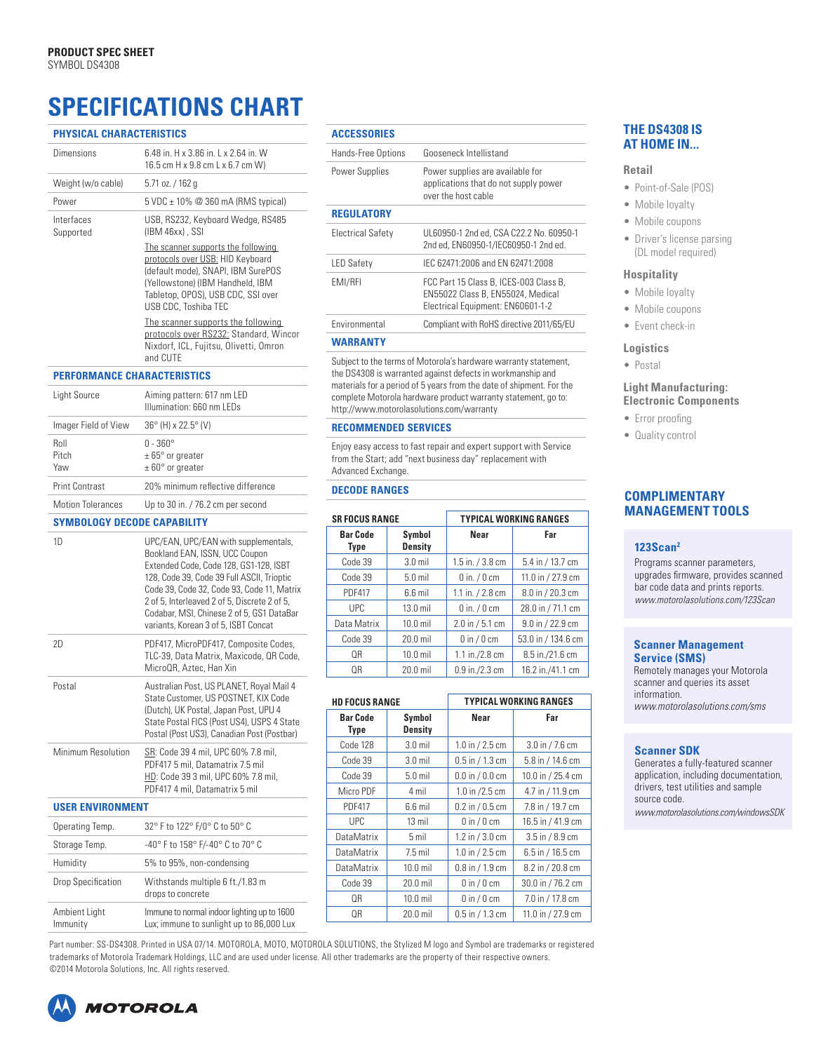PRODUCT SPEC SHEET
SYMBOL DS4308

# SPECIFICATIONS CHART

## PHYSICAL CHARACTERISTICS

| | |
|---|---|
| Dimensions | 6.48 in. H x 3.86 in. L x 2.64 in. W<br>16.5 cm H x 9.8 cm L x 6.7 cm W) |
| Weight (w/o cable) | 5.71 oz. / 162 g |
| Power | 5 VDC ± 10% @ 360 mA (RMS typical) |
| Interfaces Supported | USB, RS232, Keyboard Wedge, RS485 (IBM 46xx) , SSI<br>The scanner supports the following protocols over USB: HID Keyboard (default mode), SNAPI, IBM SurePOS (Yellowstone) (IBM Handheld, IBM Tabletop, OPOS), USB CDC, SSI over USB CDC, Toshiba TEC<br>The scanner supports the following protocols over RS232: Standard, Wincor Nixdorf, ICL, Fujitsu, Olivetti, Omron and CUTE |

## PERFORMANCE CHARACTERISTICS

| | |
|---|---|
| Light Source | Aiming pattern: 617 nm LED<br>Illumination: 660 nm LEDs |
| Imager Field of View | 36° (H) x 22.5° (V) |
| Roll<br>Pitch<br>Yaw | 0 - 360°<br>± 65° or greater<br>± 60° or greater |
| Print Contrast | 20% minimum reflective difference |
| Motion Tolerances | Up to 30 in. / 76.2 cm per second |

## SYMBOLOGY DECODE CAPABILITY

| | |
|---|---|
| 1D | UPC/EAN, UPC/EAN with supplementals, Bookland EAN, ISSN, UCC Coupon Extended Code, Code 128, GS1-128, ISBT 128, Code 39, Code 39 Full ASCII, Trioptic Code 39, Code 32, Code 93, Code 11, Matrix 2 of 5, Interleaved 2 of 5, Discrete 2 of 5, Codabar, MSI, Chinese 2 of 5, GS1 DataBar variants, Korean 3 of 5, ISBT Concat |
| 2D | PDF417, MicroPDF417, Composite Codes, TLC-39, Data Matrix, Maxicode, QR Code, MicroQR, Aztec, Han Xin |
| Postal | Australian Post, US PLANET, Royal Mail 4 State Customer, US POSTNET, KIX Code (Dutch), UK Postal, Japan Post, UPU 4 State Postal FICS (Post US4), USPS 4 State Postal (Post US3), Canadian Post (Postbar) |
| Minimum Resolution | SR: Code 39 4 mil, UPC 60% 7.8 mil, PDF417 5 mil, Datamatrix 7.5 mil<br>HD: Code 39 3 mil, UPC 60% 7.8 mil, PDF417 4 mil, Datamatrix 5 mil |

## USER ENVIRONMENT

| | |
|---|---|
| Operating Temp. | 32° F to 122° F/0° C to 50° C |
| Storage Temp. | -40° F to 158° F/-40° C to 70° C |
| Humidity | 5% to 95%, non-condensing |
| Drop Specification | Withstands multiple 6 ft./1.83 m drops to concrete |
| Ambient Light Immunity | Immune to normal indoor lighting up to 1600 Lux; immune to sunlight up to 86,000 Lux |

## ACCESSORIES

| | |
|---|---|
| Hands-Free Options | Gooseneck Intellistand |
| Power Supplies | Power supplies are available for applications that do not supply power over the host cable |

## REGULATORY

| | |
|---|---|
| Electrical Safety | UL60950-1 2nd ed, CSA C22.2 No. 60950-1 2nd ed, EN60950-1/IEC60950-1 2nd ed. |
| LED Safety | IEC 62471:2006 and EN 62471:2008 |
| EMI/RFI | FCC Part 15 Class B, ICES-003 Class B, EN55022 Class B, EN55024, Medical Electrical Equipment: EN60601-1-2 |
| Environmental | Compliant with RoHS directive 2011/65/EU |

## WARRANTY

Subject to the terms of Motorola's hardware warranty statement, the DS4308 is warranted against defects in workmanship and materials for a period of 5 years from the date of shipment. For the complete Motorola hardware product warranty statement, go to: http://www.motorolasolutions.com/warranty

## RECOMMENDED SERVICES

Enjoy easy access to fast repair and expert support with Service from the Start; add "next business day" replacement with Advanced Exchange.

## DECODE RANGES

| SR FOCUS RANGE | | TYPICAL WORKING RANGES | |
|---|---|---|---|
| Bar Code Type | Symbol Density | Near | Far |
| Code 39 | 3.0 mil | 1.5 in. / 3.8 cm | 5.4 in / 13.7 cm |
| Code 39 | 5.0 mil | 0 in. / 0 cm | 11.0 in / 27.9 cm |
| PDF417 | 6.6 mil | 1.1 in. / 2.8 cm | 8.0 in / 20.3 cm |
| UPC | 13.0 mil | 0 in. / 0 cm | 28.0 in / 71.1 cm |
| Data Matrix | 10.0 mil | 2.0 in / 5.1 cm | 9.0 in / 22.9 cm |
| Code 39 | 20.0 mil | 0 in / 0 cm | 53.0 in / 134.6 cm |
| QR | 10.0 mil | 1.1 in./2.8 cm | 8.5 in./21.6 cm |
| QR | 20.0 mil | 0.9 in./2.3 cm | 16.2 in./41.1 cm |

| HD FOCUS RANGE | | TYPICAL WORKING RANGES | |
|---|---|---|---|
| Bar Code Type | Symbol Density | Near | Far |
| Code 128 | 3.0 mil | 1.0 in / 2.5 cm | 3.0 in / 7.6 cm |
| Code 39 | 3.0 mil | 0.5 in / 1.3 cm | 5.8 in / 14.6 cm |
| Code 39 | 5.0 mil | 0.0 in / 0.0 cm | 10.0 in / 25.4 cm |
| Micro PDF | 4 mil | 1.0 in /2.5 cm | 4.7 in / 11.9 cm |
| PDF417 | 6.6 mil | 0.2 in / 0.5 cm | 7.8 in / 19.7 cm |
| UPC | 13 mil | 0 in / 0 cm | 16.5 in / 41.9 cm |
| DataMatrix | 5 mil | 1.2 in / 3.0 cm | 3.5 in / 8.9 cm |
| DataMatrix | 7.5 mil | 1.0 in / 2.5 cm | 6.5 in / 16.5 cm |
| DataMatrix | 10.0 mil | 0.8 in / 1.9 cm | 8.2 in / 20.8 cm |
| Code 39 | 20.0 mil | 0 in / 0 cm | 30.0 in / 76.2 cm |
| QR | 10.0 mil | 0 in / 0 cm | 7.0 in / 17.8 cm |
| QR | 20.0 mil | 0.5 in / 1.3 cm | 11.0 in / 27.9 cm |

## THE DS4308 IS AT HOME IN...

### Retail
- Point-of-Sale (POS)
- Mobile loyalty
- Mobile coupons
- Driver's license parsing (DL model required)

### Hospitality
- Mobile loyalty
- Mobile coupons
- Event check-in

### Logistics
- Postal

### Light Manufacturing: Electronic Components
- Error proofing
- Quality control

## COMPLIMENTARY MANAGEMENT TOOLS

### 123Scan[2]
Programs scanner parameters, upgrades firmware, provides scanned bar code data and prints reports.
*www.motorolasolutions.com/123Scan*

### Scanner Management Service (SMS)
Remotely manages your Motorola scanner and queries its asset information.
*www.motorolasolutions.com/sms*

### Scanner SDK
Generates a fully-featured scanner application, including documentation, drivers, test utilities and sample source code.
*www.motorolasolutions.com/windowsSDK*

Part number: SS-DS4308. Printed in USA 07/14. MOTOROLA, MOTO, MOTOROLA SOLUTIONS, the Stylized M logo and Symbol are trademarks or registered trademarks of Motorola Trademark Holdings, LLC and are used under license. All other trademarks are the property of their respective owners. ©2014 Motorola Solutions, Inc. All rights reserved.

MOTOROLA